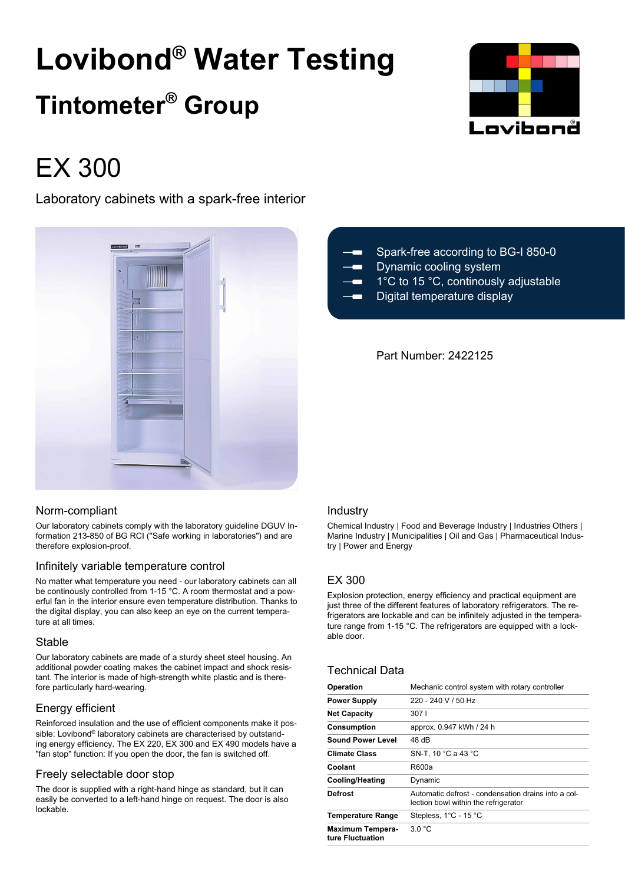# Lovibond® Water Testing

## Tintometer® Group

# EX 300

Laboratory cabinets with a spark-free interior

- Spark-free according to BG-I 850-0
- Dynamic cooling system
- 1°C to 15 °C, continously adjustable
- Digital temperature display

Part Number: 2422125

### Norm-compliant

Our laboratory cabinets comply with the laboratory guideline DGUV Information 213-850 of BG RCI ("Safe working in laboratories") and are therefore explosion-proof.

### Infinitely variable temperature control

No matter what temperature you need - our laboratory cabinets can all be continously controlled from 1-15 °C. A room thermostat and a powerful fan in the interior ensure even temperature distribution. Thanks to the digital display, you can also keep an eye on the current temperature at all times.

### Stable

Our laboratory cabinets are made of a sturdy sheet steel housing. An additional powder coating makes the cabinet impact and shock resistant. The interior is made of high-strength white plastic and is therefore particularly hard-wearing.

### Energy efficient

Reinforced insulation and the use of efficient components make it possible: Lovibond® laboratory cabinets are characterised by outstanding energy efficiency. The EX 220, EX 300 and EX 490 models have a "fan stop" function: If you open the door, the fan is switched off.

### Freely selectable door stop

The door is supplied with a right-hand hinge as standard, but it can easily be converted to a left-hand hinge on request. The door is also lockable.

### Industry

Chemical Industry | Food and Beverage Industry | Industries Others | Marine Industry | Municipalities | Oil and Gas | Pharmaceutical Industry | Power and Energy

### EX 300

Explosion protection, energy efficiency and practical equipment are just three of the different features of laboratory refrigerators. The refrigerators are lockable and can be infinitely adjusted in the temperature range from 1-15 °C. The refrigerators are equipped with a lockable door.

### Technical Data

| | |
|---|---|
| **Operation** | Mechanic control system with rotary controller |
| **Power Supply** | 220 - 240 V / 50 Hz |
| **Net Capacity** | 307 l |
| **Consumption** | approx. 0.947 kWh / 24 h |
| **Sound Power Level** | 48 dB |
| **Climate Class** | SN-T, 10 °C a 43 °C |
| **Coolant** | R600a |
| **Cooling/Heating** | Dynamic |
| **Defrost** | Automatic defrost - condensation drains into a collection bowl within the refrigerator |
| **Temperature Range** | Stepless, 1°C - 15 °C |
| **Maximum Temperature Fluctuation** | 3.0 °C |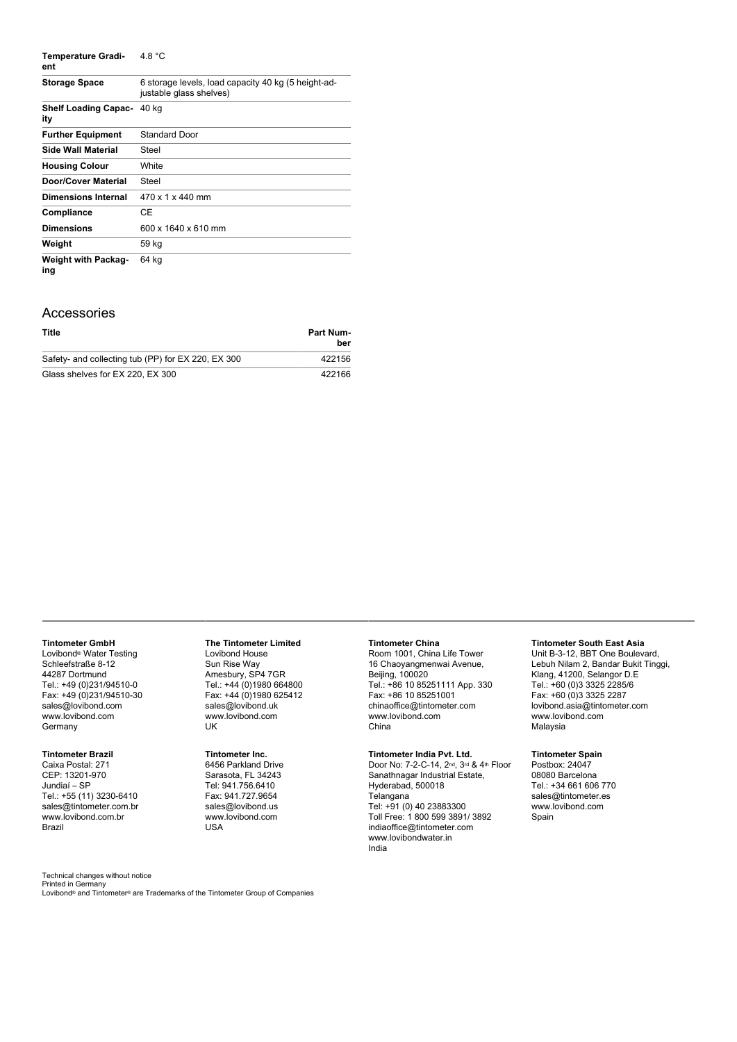| | |
|---|---|
| **Temperature Gradient** | 4.8 °C |
| **Storage Space** | 6 storage levels, load capacity 40 kg (5 height-adjustable glass shelves) |
| **Shelf Loading Capacity** | 40 kg |
| **Further Equipment** | Standard Door |
| **Side Wall Material** | Steel |
| **Housing Colour** | White |
| **Door/Cover Material** | Steel |
| **Dimensions Internal** | 470 x 1 x 440 mm |
| **Compliance** | CE |
| **Dimensions** | 600 x 1640 x 610 mm |
| **Weight** | 59 kg |
| **Weight with Packaging** | 64 kg |

## Accessories

| Title | Part Number |
|---|---|
| Safety- and collecting tub (PP) for EX 220, EX 300 | 422156 |
| Glass shelves for EX 220, EX 300 | 422166 |

**Tintometer GmbH**
Lovibond® Water Testing
Schleefstraße 8-12
44287 Dortmund
Tel.: +49 (0)231/94510-0
Fax: +49 (0)231/94510-30
sales@lovibond.com
www.lovibond.com
Germany

**The Tintometer Limited**
Lovibond House
Sun Rise Way
Amesbury, SP4 7GR
Tel.: +44 (0)1980 664800
Fax: +44 (0)1980 625412
sales@lovibond.uk
www.lovibond.com
UK

**Tintometer China**
Room 1001, China Life Tower
16 Chaoyangmenwai Avenue,
Beijing, 100020
Tel.: +86 10 85251111 App. 330
Fax: +86 10 85251001
chinaoffice@tintometer.com
www.lovibond.com
China

**Tintometer South East Asia**
Unit B-3-12, BBT One Boulevard,
Lebuh Nilam 2, Bandar Bukit Tinggi,
Klang, 41200, Selangor D.E
Tel.: +60 (0)3 3325 2285/6
Fax: +60 (0)3 3325 2287
lovibond.asia@tintometer.com
www.lovibond.com
Malaysia

**Tintometer Brazil**
Caixa Postal: 271
CEP: 13201-970
Jundiaí – SP
Tel.: +55 (11) 3230-6410
sales@tintometer.com.br
www.lovibond.com.br
Brazil

**Tintometer Inc.**
6456 Parkland Drive
Sarasota, FL 34243
Tel: 941.756.6410
Fax: 941.727.9654
sales@lovibond.us
www.lovibond.com
USA

**Tintometer India Pvt. Ltd.**
Door No: 7-2-C-14, 2nd, 3rd & 4th Floor
Sanathnagar Industrial Estate,
Hyderabad, 500018
Telangana
Tel: +91 (0) 40 23883300
Toll Free: 1 800 599 3891/ 3892
indiaoffice@tintometer.com
www.lovibondwater.in
India

**Tintometer Spain**
Postbox: 24047
08080 Barcelona
Tel.: +34 661 606 770
sales@tintometer.es
www.lovibond.com
Spain

Technical changes without notice
Printed in Germany
Lovibond® and Tintometer® are Trademarks of the Tintometer Group of Companies